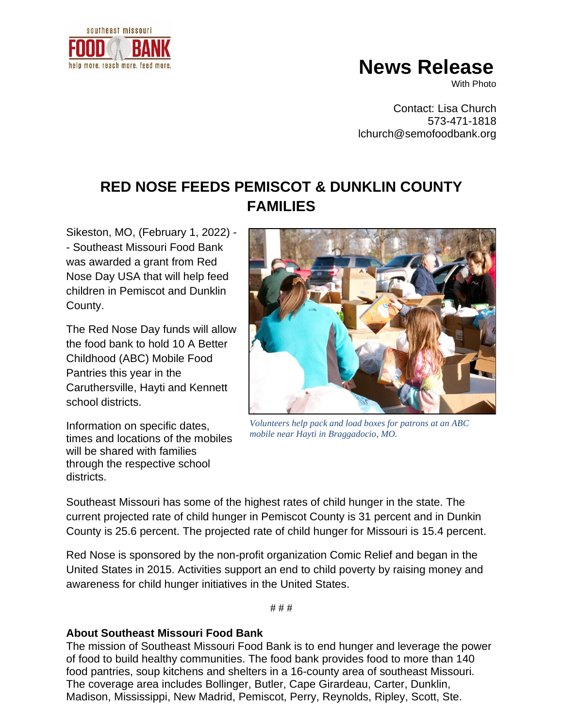southeast missouri FOOD BANK help more. reach more. feed more.

# News Release

With Photo

Contact: Lisa Church
573-471-1818
lchurch@semofoodbank.org

## RED NOSE FEEDS PEMISCOT & DUNKLIN COUNTY FAMILIES

Sikeston, MO, (February 1, 2022) -- Southeast Missouri Food Bank was awarded a grant from Red Nose Day USA that will help feed children in Pemiscot and Dunklin County.

The Red Nose Day funds will allow the food bank to hold 10 A Better Childhood (ABC) Mobile Food Pantries this year in the Caruthersville, Hayti and Kennett school districts.

Information on specific dates, times and locations of the mobiles will be shared with families through the respective school districts.

*Volunteers help pack and load boxes for patrons at an ABC mobile near Hayti in Braggadocio, MO.*

Southeast Missouri has some of the highest rates of child hunger in the state. The current projected rate of child hunger in Pemiscot County is 31 percent and in Dunkin County is 25.6 percent. The projected rate of child hunger for Missouri is 15.4 percent.

Red Nose is sponsored by the non-profit organization Comic Relief and began in the United States in 2015. Activities support an end to child poverty by raising money and awareness for child hunger initiatives in the United States.

# # #

**About Southeast Missouri Food Bank**
The mission of Southeast Missouri Food Bank is to end hunger and leverage the power of food to build healthy communities. The food bank provides food to more than 140 food pantries, soup kitchens and shelters in a 16-county area of southeast Missouri. The coverage area includes Bollinger, Butler, Cape Girardeau, Carter, Dunklin, Madison, Mississippi, New Madrid, Pemiscot, Perry, Reynolds, Ripley, Scott, Ste.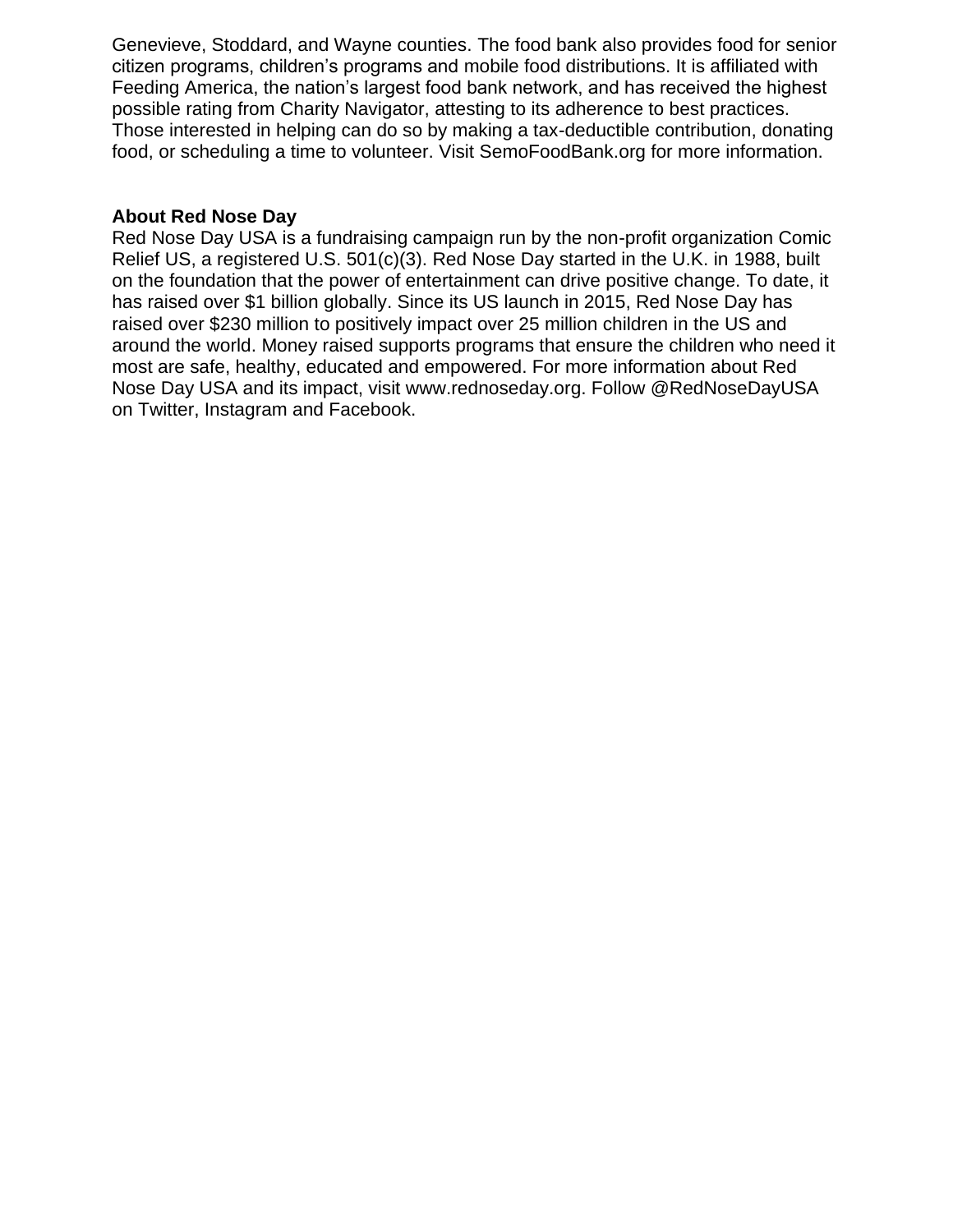Genevieve, Stoddard, and Wayne counties. The food bank also provides food for senior citizen programs, children's programs and mobile food distributions. It is affiliated with Feeding America, the nation's largest food bank network, and has received the highest possible rating from Charity Navigator, attesting to its adherence to best practices. Those interested in helping can do so by making a tax-deductible contribution, donating food, or scheduling a time to volunteer. Visit SemoFoodBank.org for more information.

**About Red Nose Day**

Red Nose Day USA is a fundraising campaign run by the non-profit organization Comic Relief US, a registered U.S. 501(c)(3). Red Nose Day started in the U.K. in 1988, built on the foundation that the power of entertainment can drive positive change. To date, it has raised over $1 billion globally. Since its US launch in 2015, Red Nose Day has raised over $230 million to positively impact over 25 million children in the US and around the world. Money raised supports programs that ensure the children who need it most are safe, healthy, educated and empowered. For more information about Red Nose Day USA and its impact, visit www.rednoseday.org. Follow @RedNoseDayUSA on Twitter, Instagram and Facebook.